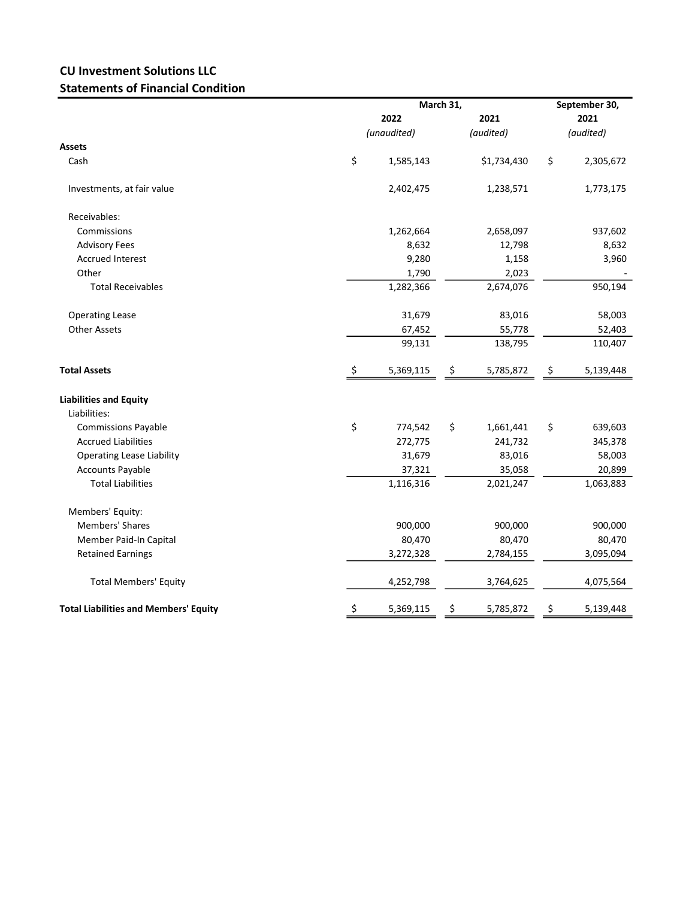## CU Investment Solutions LLC
## Statements of Financial Condition

| | March 31, 2022 *(unaudited)* | March 31, 2021 *(audited)* | September 30, 2021 *(audited)* |
|---|---|---|---|
| **Assets** | | | |
| Cash | $ 1,585,143 | $1,734,430 | $ 2,305,672 |
| Investments, at fair value | 2,402,475 | 1,238,571 | 1,773,175 |
| Receivables: | | | |
| Commissions | 1,262,664 | 2,658,097 | 937,602 |
| Advisory Fees | 8,632 | 12,798 | 8,632 |
| Accrued Interest | 9,280 | 1,158 | 3,960 |
| Other | 1,790 | 2,023 | - |
| Total Receivables | 1,282,366 | 2,674,076 | 950,194 |
| Operating Lease | 31,679 | 83,016 | 58,003 |
| Other Assets | 67,452 | 55,778 | 52,403 |
| | 99,131 | 138,795 | 110,407 |
| **Total Assets** | $ 5,369,115 | $ 5,785,872 | $ 5,139,448 |
| **Liabilities and Equity** | | | |
| Liabilities: | | | |
| Commissions Payable | $ 774,542 | $ 1,661,441 | $ 639,603 |
| Accrued Liabilities | 272,775 | 241,732 | 345,378 |
| Operating Lease Liability | 31,679 | 83,016 | 58,003 |
| Accounts Payable | 37,321 | 35,058 | 20,899 |
| Total Liabilities | 1,116,316 | 2,021,247 | 1,063,883 |
| Members' Equity: | | | |
| Members' Shares | 900,000 | 900,000 | 900,000 |
| Member Paid-In Capital | 80,470 | 80,470 | 80,470 |
| Retained Earnings | 3,272,328 | 2,784,155 | 3,095,094 |
| Total Members' Equity | 4,252,798 | 3,764,625 | 4,075,564 |
| **Total Liabilities and Members' Equity** | $ 5,369,115 | $ 5,785,872 | $ 5,139,448 |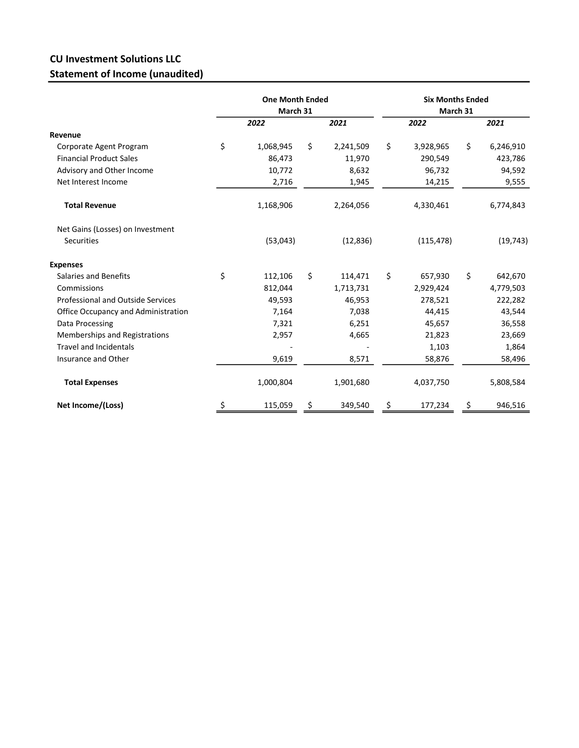## CU Investment Solutions LLC
## Statement of Income (unaudited)

| | One Month Ended March 31 | | Six Months Ended March 31 | |
|---|---|---|---|---|
| | *2022* | *2021* | *2022* | *2021* |
| **Revenue** | | | | |
| Corporate Agent Program | $ 1,068,945 | $ 2,241,509 | $ 3,928,965 | $ 6,246,910 |
| Financial Product Sales | 86,473 | 11,970 | 290,549 | 423,786 |
| Advisory and Other Income | 10,772 | 8,632 | 96,732 | 94,592 |
| Net Interest Income | 2,716 | 1,945 | 14,215 | 9,555 |
| **Total Revenue** | 1,168,906 | 2,264,056 | 4,330,461 | 6,774,843 |
| Net Gains (Losses) on Investment Securities | (53,043) | (12,836) | (115,478) | (19,743) |
| **Expenses** | | | | |
| Salaries and Benefits | $ 112,106 | $ 114,471 | $ 657,930 | $ 642,670 |
| Commissions | 812,044 | 1,713,731 | 2,929,424 | 4,779,503 |
| Professional and Outside Services | 49,593 | 46,953 | 278,521 | 222,282 |
| Office Occupancy and Administration | 7,164 | 7,038 | 44,415 | 43,544 |
| Data Processing | 7,321 | 6,251 | 45,657 | 36,558 |
| Memberships and Registrations | 2,957 | 4,665 | 21,823 | 23,669 |
| Travel and Incidentals | - | - | 1,103 | 1,864 |
| Insurance and Other | 9,619 | 8,571 | 58,876 | 58,496 |
| **Total Expenses** | 1,000,804 | 1,901,680 | 4,037,750 | 5,808,584 |
| **Net Income/(Loss)** | $ 115,059 | $ 349,540 | $ 177,234 | $ 946,516 |